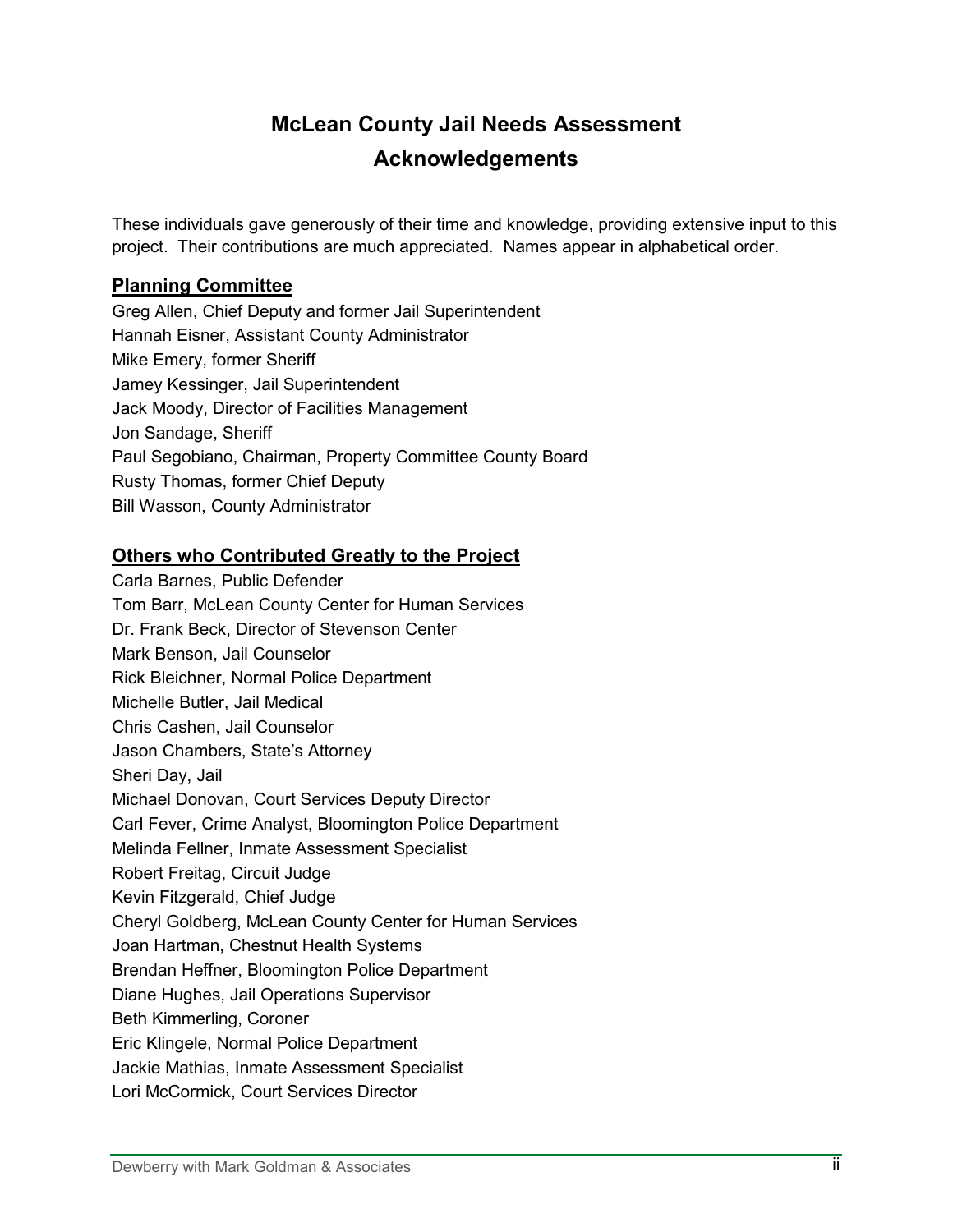# McLean County Jail Needs Assessment

## Acknowledgements

These individuals gave generously of their time and knowledge, providing extensive input to this project. Their contributions are much appreciated. Names appear in alphabetical order.

### Planning Committee

Greg Allen, Chief Deputy and former Jail Superintendent
Hannah Eisner, Assistant County Administrator
Mike Emery, former Sheriff
Jamey Kessinger, Jail Superintendent
Jack Moody, Director of Facilities Management
Jon Sandage, Sheriff
Paul Segobiano, Chairman, Property Committee County Board
Rusty Thomas, former Chief Deputy
Bill Wasson, County Administrator

### Others who Contributed Greatly to the Project

Carla Barnes, Public Defender
Tom Barr, McLean County Center for Human Services
Dr. Frank Beck, Director of Stevenson Center
Mark Benson, Jail Counselor
Rick Bleichner, Normal Police Department
Michelle Butler, Jail Medical
Chris Cashen, Jail Counselor
Jason Chambers, State's Attorney
Sheri Day, Jail
Michael Donovan, Court Services Deputy Director
Carl Fever, Crime Analyst, Bloomington Police Department
Melinda Fellner, Inmate Assessment Specialist
Robert Freitag, Circuit Judge
Kevin Fitzgerald, Chief Judge
Cheryl Goldberg, McLean County Center for Human Services
Joan Hartman, Chestnut Health Systems
Brendan Heffner, Bloomington Police Department
Diane Hughes, Jail Operations Supervisor
Beth Kimmerling, Coroner
Eric Klingele, Normal Police Department
Jackie Mathias, Inmate Assessment Specialist
Lori McCormick, Court Services Director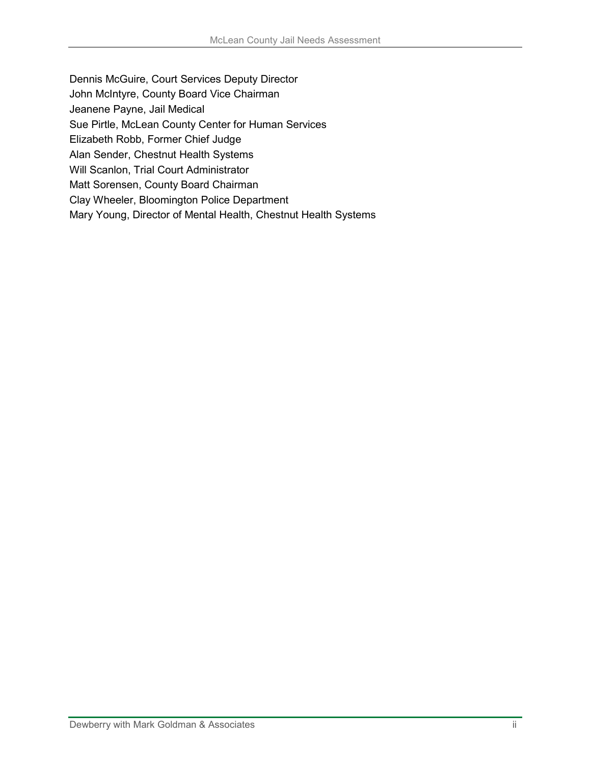Dennis McGuire, Court Services Deputy Director
John McIntyre, County Board Vice Chairman
Jeanene Payne, Jail Medical
Sue Pirtle, McLean County Center for Human Services
Elizabeth Robb, Former Chief Judge
Alan Sender, Chestnut Health Systems
Will Scanlon, Trial Court Administrator
Matt Sorensen, County Board Chairman
Clay Wheeler, Bloomington Police Department
Mary Young, Director of Mental Health, Chestnut Health Systems